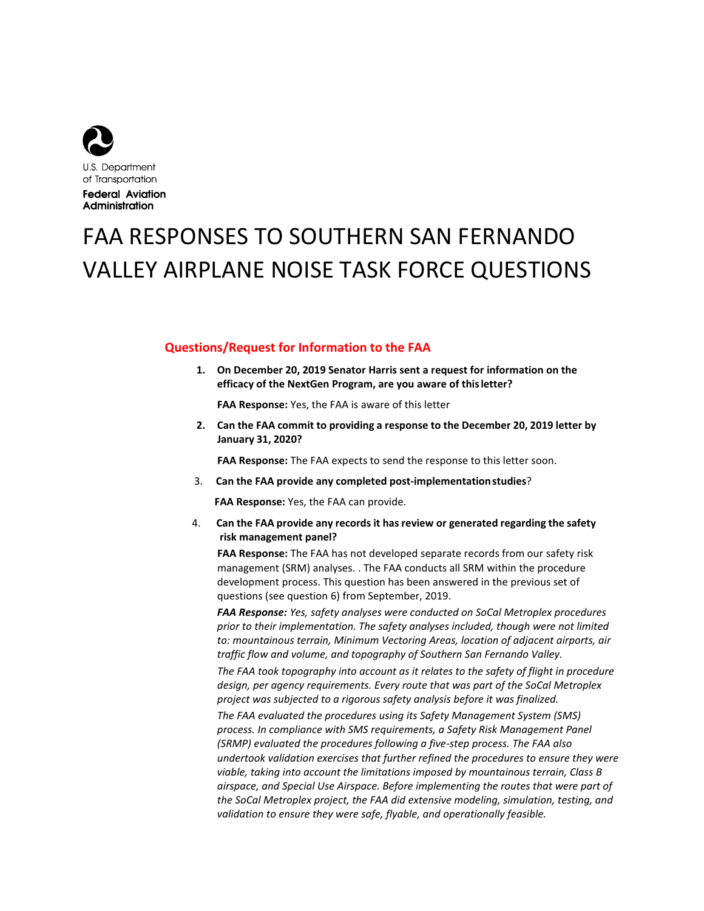U.S. Department of Transportation

**Federal Aviation Administration**

# FAA RESPONSES TO SOUTHERN SAN FERNANDO VALLEY AIRPLANE NOISE TASK FORCE QUESTIONS

## Questions/Request for Information to the FAA

1. **On December 20, 2019 Senator Harris sent a request for information on the efficacy of the NextGen Program, are you aware of this letter?**

   **FAA Response:** Yes, the FAA is aware of this letter

2. **Can the FAA commit to providing a response to the December 20, 2019 letter by January 31, 2020?**

   **FAA Response:** The FAA expects to send the response to this letter soon.

3. **Can the FAA provide any completed post-implementation studies**?

   **FAA Response:** Yes, the FAA can provide.

4. **Can the FAA provide any records it has review or generated regarding the safety risk management panel?**

   **FAA Response:** The FAA has not developed separate records from our safety risk management (SRM) analyses. . The FAA conducts all SRM within the procedure development process. This question has been answered in the previous set of questions (see question 6) from September, 2019.

   ***FAA Response:*** *Yes, safety analyses were conducted on SoCal Metroplex procedures prior to their implementation. The safety analyses included, though were not limited to: mountainous terrain, Minimum Vectoring Areas, location of adjacent airports, air traffic flow and volume, and topography of Southern San Fernando Valley.*

   *The FAA took topography into account as it relates to the safety of flight in procedure design, per agency requirements. Every route that was part of the SoCal Metroplex project was subjected to a rigorous safety analysis before it was finalized.*

   *The FAA evaluated the procedures using its Safety Management System (SMS) process. In compliance with SMS requirements, a Safety Risk Management Panel (SRMP) evaluated the procedures following a five-step process. The FAA also undertook validation exercises that further refined the procedures to ensure they were viable, taking into account the limitations imposed by mountainous terrain, Class B airspace, and Special Use Airspace. Before implementing the routes that were part of the SoCal Metroplex project, the FAA did extensive modeling, simulation, testing, and validation to ensure they were safe, flyable, and operationally feasible.*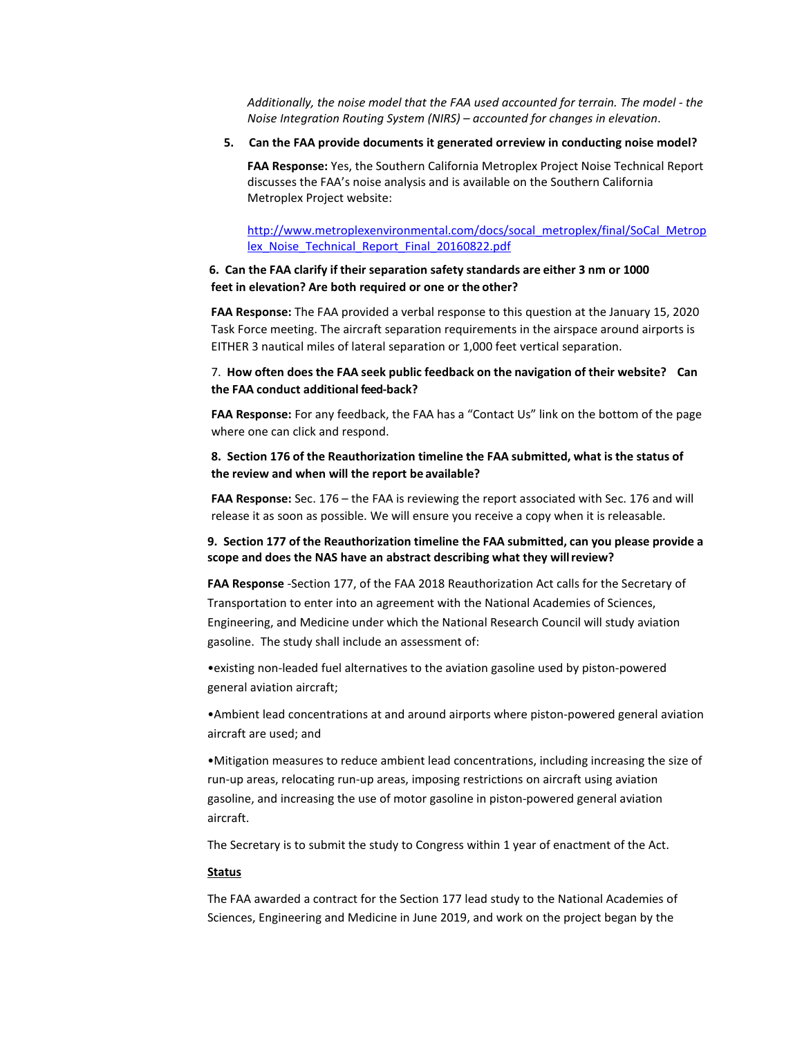*Additionally, the noise model that the FAA used accounted for terrain. The model - the Noise Integration Routing System (NIRS) – accounted for changes in elevation.*

5. **Can the FAA provide documents it generated orreview in conducting noise model?**

   **FAA Response:** Yes, the Southern California Metroplex Project Noise Technical Report discusses the FAA's noise analysis and is available on the Southern California Metroplex Project website:

   http://www.metroplexenvironmental.com/docs/socal_metroplex/final/SoCal_Metroplex_Noise_Technical_Report_Final_20160822.pdf

**6. Can the FAA clarify if their separation safety standards are either 3 nm or 1000 feet in elevation? Are both required or one or the other?**

**FAA Response:** The FAA provided a verbal response to this question at the January 15, 2020 Task Force meeting. The aircraft separation requirements in the airspace around airports is EITHER 3 nautical miles of lateral separation or 1,000 feet vertical separation.

7. **How often does the FAA seek public feedback on the navigation of their website? Can the FAA conduct additional feed-back?**

**FAA Response:** For any feedback, the FAA has a "Contact Us" link on the bottom of the page where one can click and respond.

**8. Section 176 of the Reauthorization timeline the FAA submitted, what is the status of the review and when will the report be available?**

**FAA Response:** Sec. 176 – the FAA is reviewing the report associated with Sec. 176 and will release it as soon as possible. We will ensure you receive a copy when it is releasable.

**9. Section 177 of the Reauthorization timeline the FAA submitted, can you please provide a scope and does the NAS have an abstract describing what they will review?**

**FAA Response** -Section 177, of the FAA 2018 Reauthorization Act calls for the Secretary of Transportation to enter into an agreement with the National Academies of Sciences, Engineering, and Medicine under which the National Research Council will study aviation gasoline. The study shall include an assessment of:

•existing non-leaded fuel alternatives to the aviation gasoline used by piston-powered general aviation aircraft;

•Ambient lead concentrations at and around airports where piston-powered general aviation aircraft are used; and

•Mitigation measures to reduce ambient lead concentrations, including increasing the size of run-up areas, relocating run-up areas, imposing restrictions on aircraft using aviation gasoline, and increasing the use of motor gasoline in piston-powered general aviation aircraft.

The Secretary is to submit the study to Congress within 1 year of enactment of the Act.

<u>**Status**</u>

The FAA awarded a contract for the Section 177 lead study to the National Academies of Sciences, Engineering and Medicine in June 2019, and work on the project began by the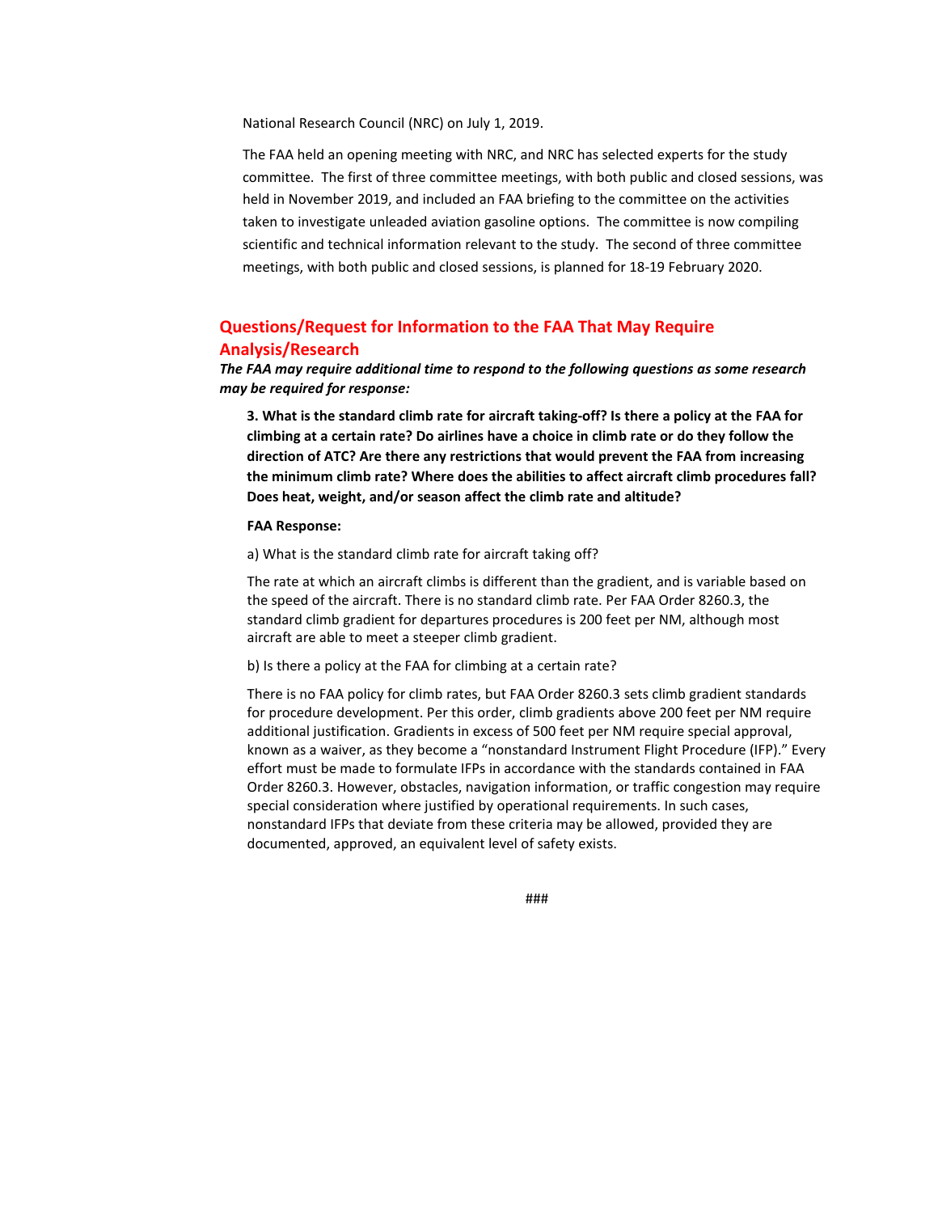National Research Council (NRC) on July 1, 2019.

The FAA held an opening meeting with NRC, and NRC has selected experts for the study committee. The first of three committee meetings, with both public and closed sessions, was held in November 2019, and included an FAA briefing to the committee on the activities taken to investigate unleaded aviation gasoline options. The committee is now compiling scientific and technical information relevant to the study. The second of three committee meetings, with both public and closed sessions, is planned for 18-19 February 2020.

## Questions/Request for Information to the FAA That May Require Analysis/Research

***The FAA may require additional time to respond to the following questions as some research may be required for response:***

**3. What is the standard climb rate for aircraft taking-off? Is there a policy at the FAA for climbing at a certain rate? Do airlines have a choice in climb rate or do they follow the direction of ATC? Are there any restrictions that would prevent the FAA from increasing the minimum climb rate? Where does the abilities to affect aircraft climb procedures fall? Does heat, weight, and/or season affect the climb rate and altitude?**

**FAA Response:**

a) What is the standard climb rate for aircraft taking off?

The rate at which an aircraft climbs is different than the gradient, and is variable based on the speed of the aircraft. There is no standard climb rate. Per FAA Order 8260.3, the standard climb gradient for departures procedures is 200 feet per NM, although most aircraft are able to meet a steeper climb gradient.

b) Is there a policy at the FAA for climbing at a certain rate?

There is no FAA policy for climb rates, but FAA Order 8260.3 sets climb gradient standards for procedure development. Per this order, climb gradients above 200 feet per NM require additional justification. Gradients in excess of 500 feet per NM require special approval, known as a waiver, as they become a "nonstandard Instrument Flight Procedure (IFP)." Every effort must be made to formulate IFPs in accordance with the standards contained in FAA Order 8260.3. However, obstacles, navigation information, or traffic congestion may require special consideration where justified by operational requirements. In such cases, nonstandard IFPs that deviate from these criteria may be allowed, provided they are documented, approved, an equivalent level of safety exists.

###